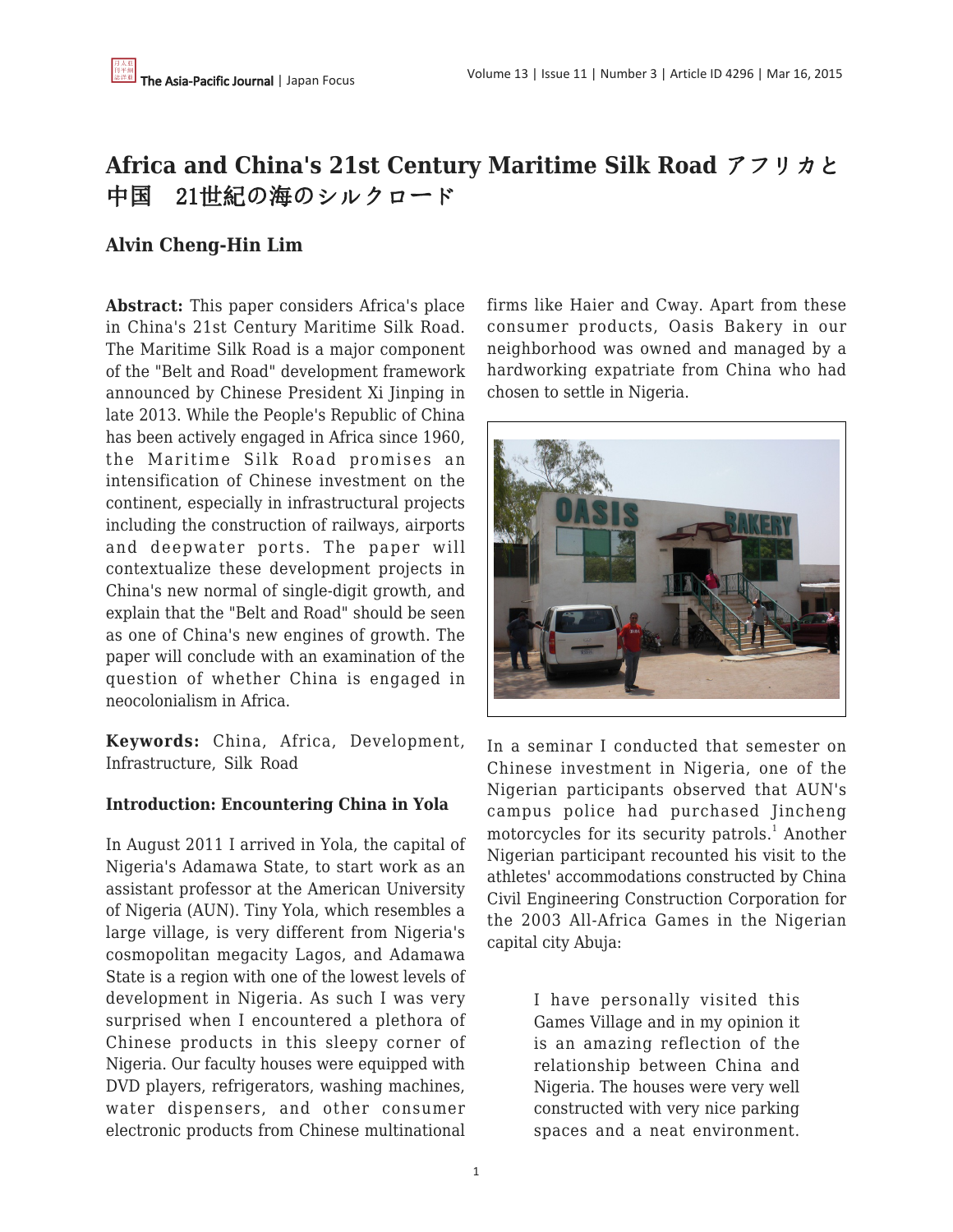# Africa and China's 21st Century Maritime Silk Road アフリカと中国　21世紀の海のシルクロード

**Alvin Cheng-Hin Lim**

**Abstract:** This paper considers Africa's place in China's 21st Century Maritime Silk Road. The Maritime Silk Road is a major component of the "Belt and Road" development framework announced by Chinese President Xi Jinping in late 2013. While the People's Republic of China has been actively engaged in Africa since 1960, the Maritime Silk Road promises an intensification of Chinese investment on the continent, especially in infrastructural projects including the construction of railways, airports and deepwater ports. The paper will contextualize these development projects in China's new normal of single-digit growth, and explain that the "Belt and Road" should be seen as one of China's new engines of growth. The paper will conclude with an examination of the question of whether China is engaged in neocolonialism in Africa.

**Keywords:** China, Africa, Development, Infrastructure, Silk Road

**Introduction: Encountering China in Yola**

In August 2011 I arrived in Yola, the capital of Nigeria's Adamawa State, to start work as an assistant professor at the American University of Nigeria (AUN). Tiny Yola, which resembles a large village, is very different from Nigeria's cosmopolitan megacity Lagos, and Adamawa State is a region with one of the lowest levels of development in Nigeria. As such I was very surprised when I encountered a plethora of Chinese products in this sleepy corner of Nigeria. Our faculty houses were equipped with DVD players, refrigerators, washing machines, water dispensers, and other consumer electronic products from Chinese multinational firms like Haier and Cway. Apart from these consumer products, Oasis Bakery in our neighborhood was owned and managed by a hardworking expatriate from China who had chosen to settle in Nigeria.

In a seminar I conducted that semester on Chinese investment in Nigeria, one of the Nigerian participants observed that AUN's campus police had purchased Jincheng motorcycles for its security patrols.[1] Another Nigerian participant recounted his visit to the athletes' accommodations constructed by China Civil Engineering Construction Corporation for the 2003 All-Africa Games in the Nigerian capital city Abuja:

> I have personally visited this Games Village and in my opinion it is an amazing reflection of the relationship between China and Nigeria. The houses were very well constructed with very nice parking spaces and a neat environment.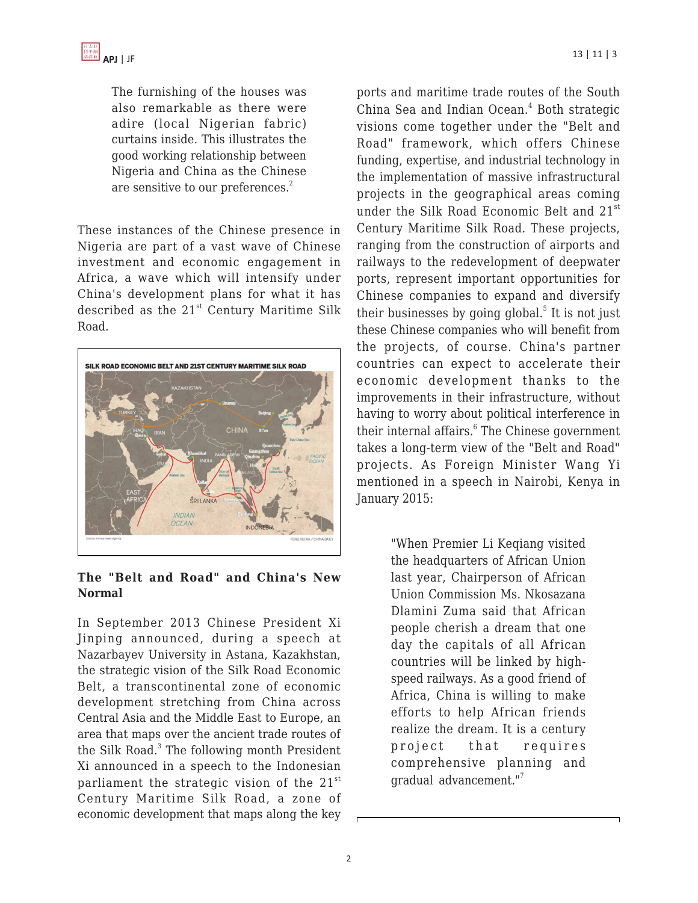> The furnishing of the houses was also remarkable as there were adire (local Nigerian fabric) curtains inside. This illustrates the good working relationship between Nigeria and China as the Chinese are sensitive to our preferences.[2]

These instances of the Chinese presence in Nigeria are part of a vast wave of Chinese investment and economic engagement in Africa, a wave which will intensify under China's development plans for what it has described as the 21st Century Maritime Silk Road.

## The "Belt and Road" and China's New Normal

In September 2013 Chinese President Xi Jinping announced, during a speech at Nazarbayev University in Astana, Kazakhstan, the strategic vision of the Silk Road Economic Belt, a transcontinental zone of economic development stretching from China across Central Asia and the Middle East to Europe, an area that maps over the ancient trade routes of the Silk Road.[3] The following month President Xi announced in a speech to the Indonesian parliament the strategic vision of the 21st Century Maritime Silk Road, a zone of economic development that maps along the key ports and maritime trade routes of the South China Sea and Indian Ocean.[4] Both strategic visions come together under the "Belt and Road" framework, which offers Chinese funding, expertise, and industrial technology in the implementation of massive infrastructural projects in the geographical areas coming under the Silk Road Economic Belt and 21st Century Maritime Silk Road. These projects, ranging from the construction of airports and railways to the redevelopment of deepwater ports, represent important opportunities for Chinese companies to expand and diversify their businesses by going global.[5] It is not just these Chinese companies who will benefit from the projects, of course. China's partner countries can expect to accelerate their economic development thanks to the improvements in their infrastructure, without having to worry about political interference in their internal affairs.[6] The Chinese government takes a long-term view of the "Belt and Road" projects. As Foreign Minister Wang Yi mentioned in a speech in Nairobi, Kenya in January 2015:

> "When Premier Li Keqiang visited the headquarters of African Union last year, Chairperson of African Union Commission Ms. Nkosazana Dlamini Zuma said that African people cherish a dream that one day the capitals of all African countries will be linked by high-speed railways. As a good friend of Africa, China is willing to make efforts to help African friends realize the dream. It is a century project that requires comprehensive planning and gradual advancement."[7]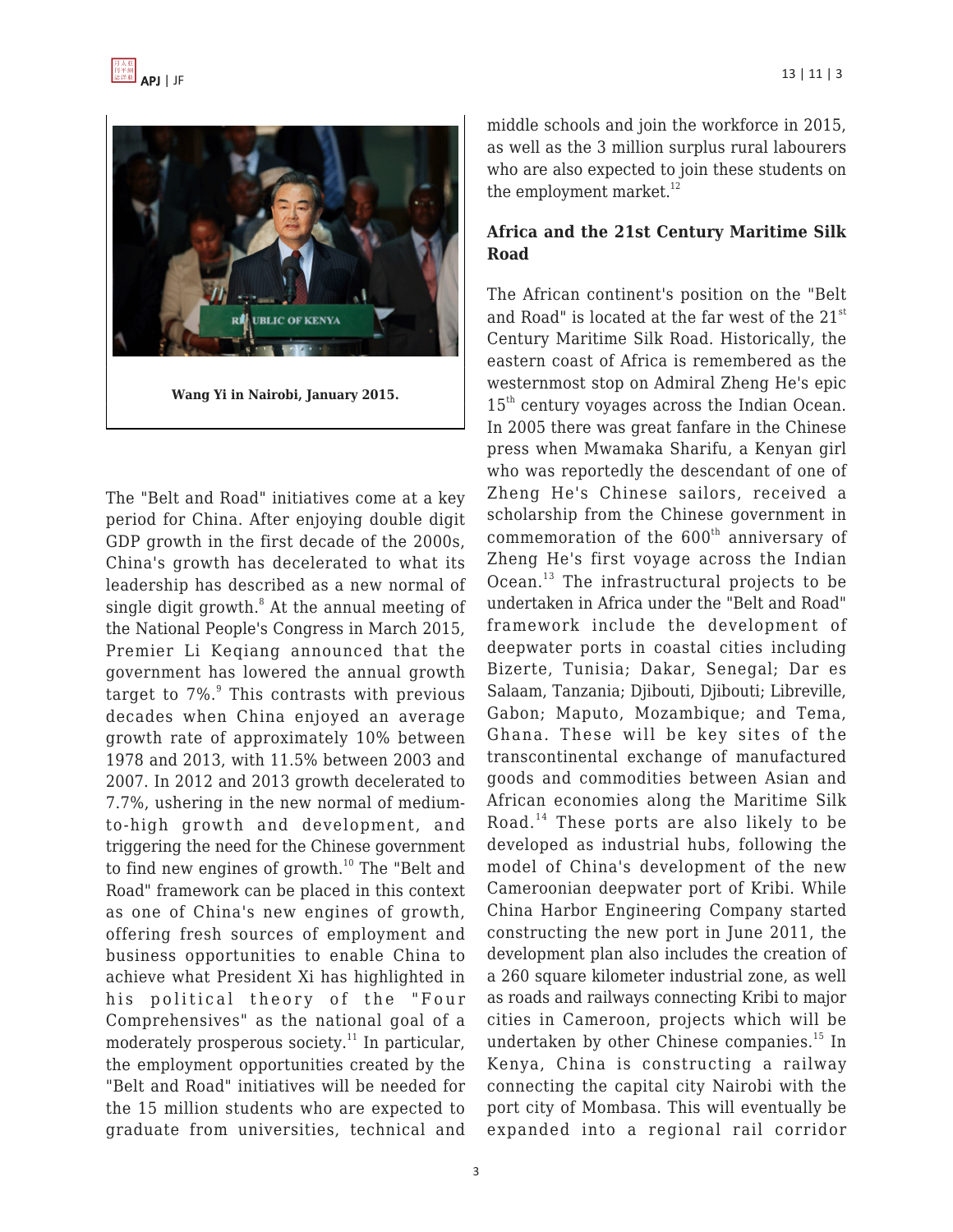Wang Yi in Nairobi, January 2015.

The "Belt and Road" initiatives come at a key period for China. After enjoying double digit GDP growth in the first decade of the 2000s, China's growth has decelerated to what its leadership has described as a new normal of single digit growth.[8] At the annual meeting of the National People's Congress in March 2015, Premier Li Keqiang announced that the government has lowered the annual growth target to 7%.[9] This contrasts with previous decades when China enjoyed an average growth rate of approximately 10% between 1978 and 2013, with 11.5% between 2003 and 2007. In 2012 and 2013 growth decelerated to 7.7%, ushering in the new normal of medium-to-high growth and development, and triggering the need for the Chinese government to find new engines of growth.[10] The "Belt and Road" framework can be placed in this context as one of China's new engines of growth, offering fresh sources of employment and business opportunities to enable China to achieve what President Xi has highlighted in his political theory of the "Four Comprehensives" as the national goal of a moderately prosperous society.[11] In particular, the employment opportunities created by the "Belt and Road" initiatives will be needed for the 15 million students who are expected to graduate from universities, technical and middle schools and join the workforce in 2015, as well as the 3 million surplus rural labourers who are also expected to join these students on the employment market.[12]

## Africa and the 21st Century Maritime Silk Road

The African continent's position on the "Belt and Road" is located at the far west of the 21st Century Maritime Silk Road. Historically, the eastern coast of Africa is remembered as the westernmost stop on Admiral Zheng He's epic 15th century voyages across the Indian Ocean. In 2005 there was great fanfare in the Chinese press when Mwamaka Sharifu, a Kenyan girl who was reportedly the descendant of one of Zheng He's Chinese sailors, received a scholarship from the Chinese government in commemoration of the 600th anniversary of Zheng He's first voyage across the Indian Ocean.[13] The infrastructural projects to be undertaken in Africa under the "Belt and Road" framework include the development of deepwater ports in coastal cities including Bizerte, Tunisia; Dakar, Senegal; Dar es Salaam, Tanzania; Djibouti, Djibouti; Libreville, Gabon; Maputo, Mozambique; and Tema, Ghana. These will be key sites of the transcontinental exchange of manufactured goods and commodities between Asian and African economies along the Maritime Silk Road.[14] These ports are also likely to be developed as industrial hubs, following the model of China's development of the new Cameroonian deepwater port of Kribi. While China Harbor Engineering Company started constructing the new port in June 2011, the development plan also includes the creation of a 260 square kilometer industrial zone, as well as roads and railways connecting Kribi to major cities in Cameroon, projects which will be undertaken by other Chinese companies.[15] In Kenya, China is constructing a railway connecting the capital city Nairobi with the port city of Mombasa. This will eventually be expanded into a regional rail corridor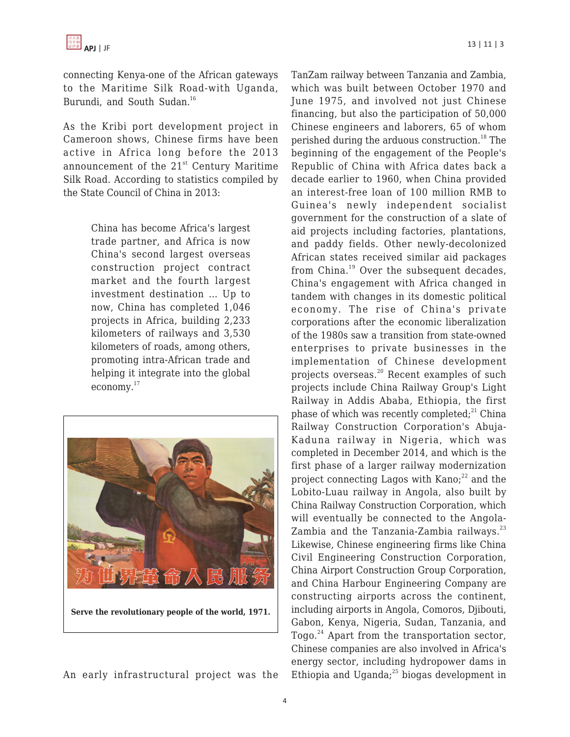connecting Kenya-one of the African gateways to the Maritime Silk Road-with Uganda, Burundi, and South Sudan.[16]

As the Kribi port development project in Cameroon shows, Chinese firms have been active in Africa long before the 2013 announcement of the 21st Century Maritime Silk Road. According to statistics compiled by the State Council of China in 2013:

> China has become Africa's largest trade partner, and Africa is now China's second largest overseas construction project contract market and the fourth largest investment destination ... Up to now, China has completed 1,046 projects in Africa, building 2,233 kilometers of railways and 3,530 kilometers of roads, among others, promoting intra-African trade and helping it integrate into the global economy.[17]

**Serve the revolutionary people of the world, 1971.**

An early infrastructural project was the TanZam railway between Tanzania and Zambia, which was built between October 1970 and June 1975, and involved not just Chinese financing, but also the participation of 50,000 Chinese engineers and laborers, 65 of whom perished during the arduous construction.[18] The beginning of the engagement of the People's Republic of China with Africa dates back a decade earlier to 1960, when China provided an interest-free loan of 100 million RMB to Guinea's newly independent socialist government for the construction of a slate of aid projects including factories, plantations, and paddy fields. Other newly-decolonized African states received similar aid packages from China.[19] Over the subsequent decades, China's engagement with Africa changed in tandem with changes in its domestic political economy. The rise of China's private corporations after the economic liberalization of the 1980s saw a transition from state-owned enterprises to private businesses in the implementation of Chinese development projects overseas.[20] Recent examples of such projects include China Railway Group's Light Railway in Addis Ababa, Ethiopia, the first phase of which was recently completed;[21] China Railway Construction Corporation's Abuja-Kaduna railway in Nigeria, which was completed in December 2014, and which is the first phase of a larger railway modernization project connecting Lagos with Kano;[22] and the Lobito-Luau railway in Angola, also built by China Railway Construction Corporation, which will eventually be connected to the Angola-Zambia and the Tanzania-Zambia railways.[23] Likewise, Chinese engineering firms like China Civil Engineering Construction Corporation, China Airport Construction Group Corporation, and China Harbour Engineering Company are constructing airports across the continent, including airports in Angola, Comoros, Djibouti, Gabon, Kenya, Nigeria, Sudan, Tanzania, and Togo.[24] Apart from the transportation sector, Chinese companies are also involved in Africa's energy sector, including hydropower dams in Ethiopia and Uganda;[25] biogas development in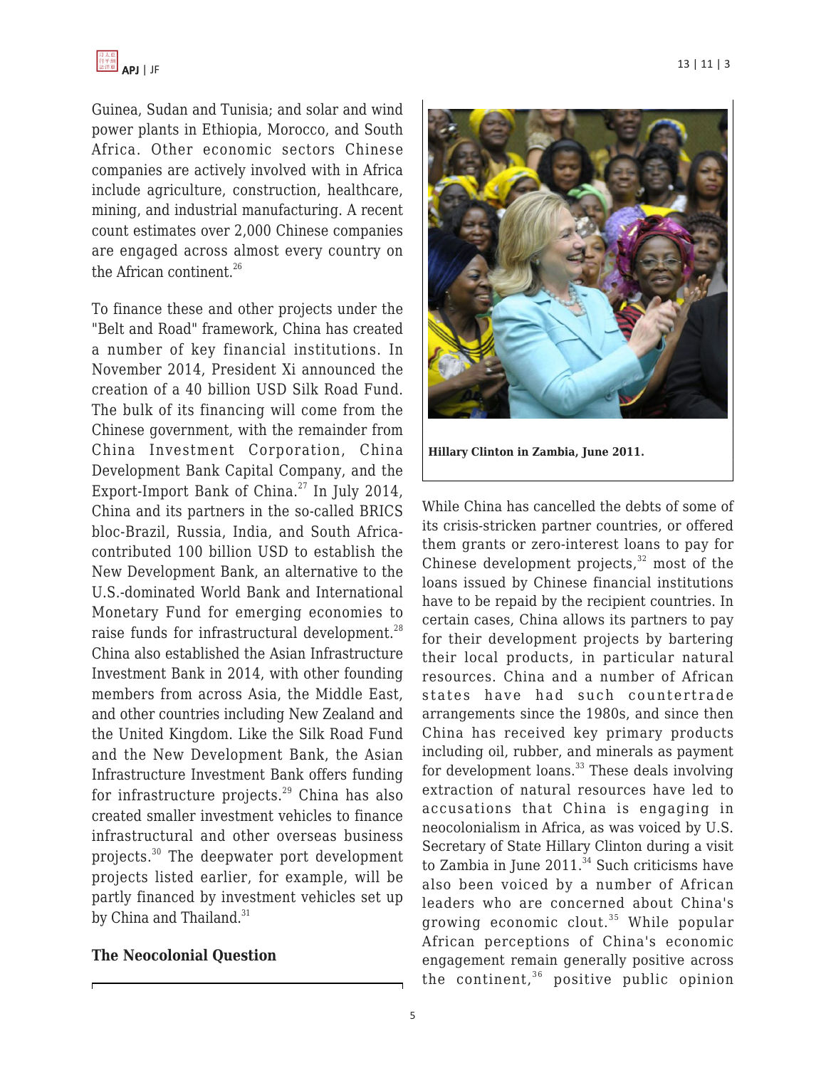Guinea, Sudan and Tunisia; and solar and wind power plants in Ethiopia, Morocco, and South Africa. Other economic sectors Chinese companies are actively involved with in Africa include agriculture, construction, healthcare, mining, and industrial manufacturing. A recent count estimates over 2,000 Chinese companies are engaged across almost every country on the African continent.[26]

To finance these and other projects under the "Belt and Road" framework, China has created a number of key financial institutions. In November 2014, President Xi announced the creation of a 40 billion USD Silk Road Fund. The bulk of its financing will come from the Chinese government, with the remainder from China Investment Corporation, China Development Bank Capital Company, and the Export-Import Bank of China.[27] In July 2014, China and its partners in the so-called BRICS bloc-Brazil, Russia, India, and South Africa-contributed 100 billion USD to establish the New Development Bank, an alternative to the U.S.-dominated World Bank and International Monetary Fund for emerging economies to raise funds for infrastructural development.[28] China also established the Asian Infrastructure Investment Bank in 2014, with other founding members from across Asia, the Middle East, and other countries including New Zealand and the United Kingdom. Like the Silk Road Fund and the New Development Bank, the Asian Infrastructure Investment Bank offers funding for infrastructure projects.[29] China has also created smaller investment vehicles to finance infrastructural and other overseas business projects.[30] The deepwater port development projects listed earlier, for example, will be partly financed by investment vehicles set up by China and Thailand.[31]

## The Neocolonial Question

**Hillary Clinton in Zambia, June 2011.**

While China has cancelled the debts of some of its crisis-stricken partner countries, or offered them grants or zero-interest loans to pay for Chinese development projects,[32] most of the loans issued by Chinese financial institutions have to be repaid by the recipient countries. In certain cases, China allows its partners to pay for their development projects by bartering their local products, in particular natural resources. China and a number of African states have had such countertrade arrangements since the 1980s, and since then China has received key primary products including oil, rubber, and minerals as payment for development loans.[33] These deals involving extraction of natural resources have led to accusations that China is engaging in neocolonialism in Africa, as was voiced by U.S. Secretary of State Hillary Clinton during a visit to Zambia in June 2011.[34] Such criticisms have also been voiced by a number of African leaders who are concerned about China's growing economic clout.[35] While popular African perceptions of China's economic engagement remain generally positive across the continent,[36] positive public opinion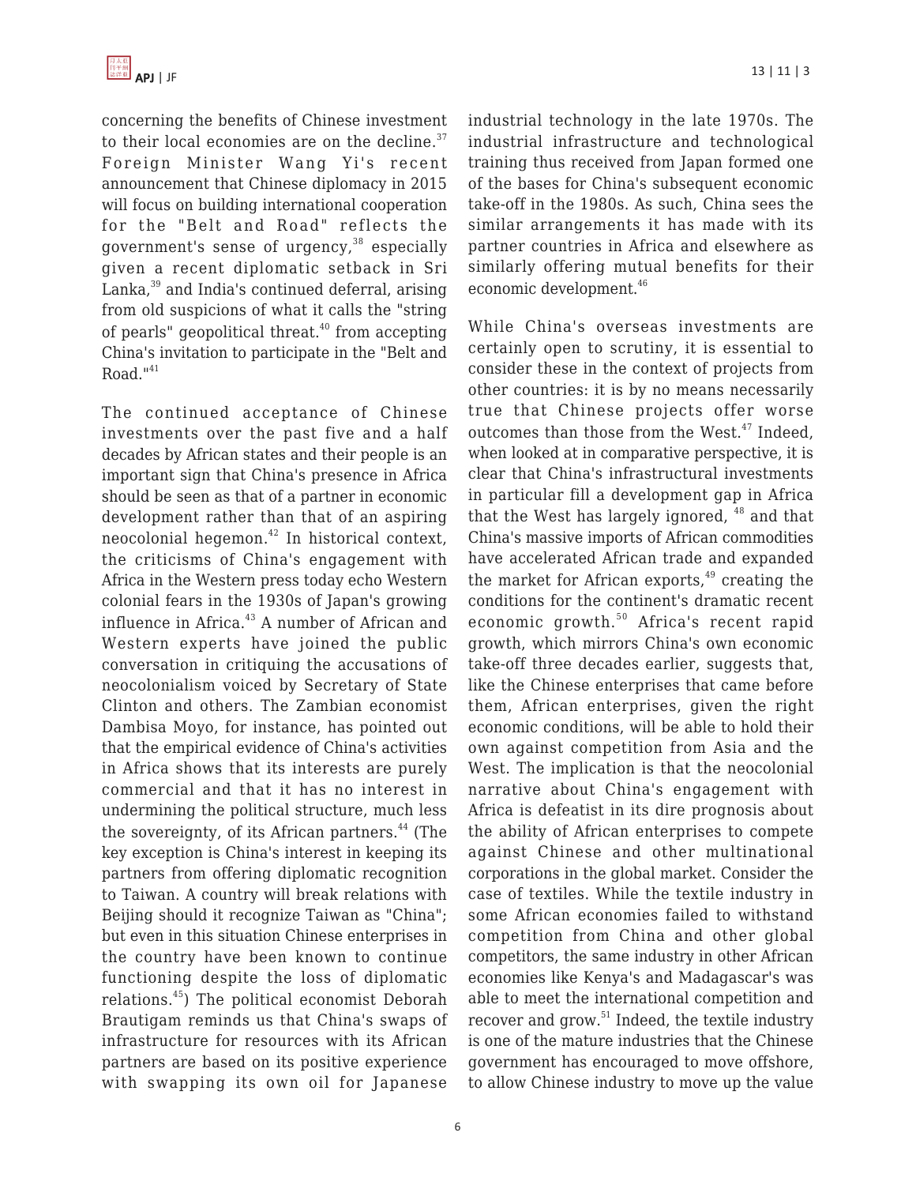concerning the benefits of Chinese investment to their local economies are on the decline.[37] Foreign Minister Wang Yi's recent announcement that Chinese diplomacy in 2015 will focus on building international cooperation for the "Belt and Road" reflects the government's sense of urgency,[38] especially given a recent diplomatic setback in Sri Lanka,[39] and India's continued deferral, arising from old suspicions of what it calls the "string of pearls" geopolitical threat.[40] from accepting China's invitation to participate in the "Belt and Road."[41]

The continued acceptance of Chinese investments over the past five and a half decades by African states and their people is an important sign that China's presence in Africa should be seen as that of a partner in economic development rather than that of an aspiring neocolonial hegemon.[42] In historical context, the criticisms of China's engagement with Africa in the Western press today echo Western colonial fears in the 1930s of Japan's growing influence in Africa.[43] A number of African and Western experts have joined the public conversation in critiquing the accusations of neocolonialism voiced by Secretary of State Clinton and others. The Zambian economist Dambisa Moyo, for instance, has pointed out that the empirical evidence of China's activities in Africa shows that its interests are purely commercial and that it has no interest in undermining the political structure, much less the sovereignty, of its African partners.[44] (The key exception is China's interest in keeping its partners from offering diplomatic recognition to Taiwan. A country will break relations with Beijing should it recognize Taiwan as "China"; but even in this situation Chinese enterprises in the country have been known to continue functioning despite the loss of diplomatic relations.[45]) The political economist Deborah Brautigam reminds us that China's swaps of infrastructure for resources with its African partners are based on its positive experience with swapping its own oil for Japanese industrial technology in the late 1970s. The industrial infrastructure and technological training thus received from Japan formed one of the bases for China's subsequent economic take-off in the 1980s. As such, China sees the similar arrangements it has made with its partner countries in Africa and elsewhere as similarly offering mutual benefits for their economic development.[46]

While China's overseas investments are certainly open to scrutiny, it is essential to consider these in the context of projects from other countries: it is by no means necessarily true that Chinese projects offer worse outcomes than those from the West.[47] Indeed, when looked at in comparative perspective, it is clear that China's infrastructural investments in particular fill a development gap in Africa that the West has largely ignored, [48] and that China's massive imports of African commodities have accelerated African trade and expanded the market for African exports,[49] creating the conditions for the continent's dramatic recent economic growth.[50] Africa's recent rapid growth, which mirrors China's own economic take-off three decades earlier, suggests that, like the Chinese enterprises that came before them, African enterprises, given the right economic conditions, will be able to hold their own against competition from Asia and the West. The implication is that the neocolonial narrative about China's engagement with Africa is defeatist in its dire prognosis about the ability of African enterprises to compete against Chinese and other multinational corporations in the global market. Consider the case of textiles. While the textile industry in some African economies failed to withstand competition from China and other global competitors, the same industry in other African economies like Kenya's and Madagascar's was able to meet the international competition and recover and grow.[51] Indeed, the textile industry is one of the mature industries that the Chinese government has encouraged to move offshore, to allow Chinese industry to move up the value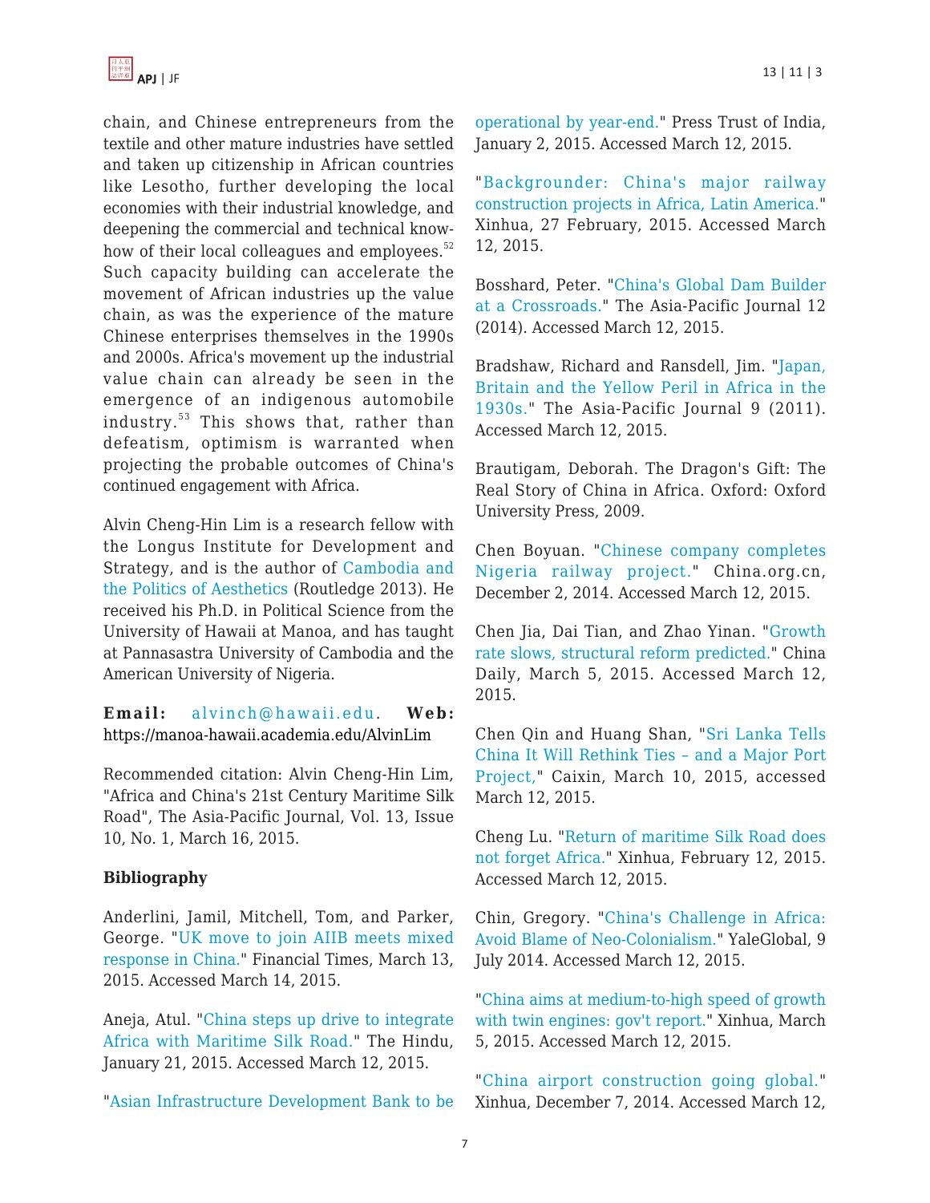chain, and Chinese entrepreneurs from the textile and other mature industries have settled and taken up citizenship in African countries like Lesotho, further developing the local economies with their industrial knowledge, and deepening the commercial and technical know-how of their local colleagues and employees.[52] Such capacity building can accelerate the movement of African industries up the value chain, as was the experience of the mature Chinese enterprises themselves in the 1990s and 2000s. Africa's movement up the industrial value chain can already be seen in the emergence of an indigenous automobile industry.[53] This shows that, rather than defeatism, optimism is warranted when projecting the probable outcomes of China's continued engagement with Africa.

Alvin Cheng-Hin Lim is a research fellow with the Longus Institute for Development and Strategy, and is the author of Cambodia and the Politics of Aesthetics (Routledge 2013). He received his Ph.D. in Political Science from the University of Hawaii at Manoa, and has taught at Pannasastra University of Cambodia and the American University of Nigeria.

**Email:** alvinch@hawaii.edu. **Web:** https://manoa-hawaii.academia.edu/AlvinLim

Recommended citation: Alvin Cheng-Hin Lim, "Africa and China's 21st Century Maritime Silk Road", The Asia-Pacific Journal, Vol. 13, Issue 10, No. 1, March 16, 2015.

**Bibliography**

Anderlini, Jamil, Mitchell, Tom, and Parker, George. "UK move to join AIIB meets mixed response in China." Financial Times, March 13, 2015. Accessed March 14, 2015.

Aneja, Atul. "China steps up drive to integrate Africa with Maritime Silk Road." The Hindu, January 21, 2015. Accessed March 12, 2015.

"Asian Infrastructure Development Bank to be operational by year-end." Press Trust of India, January 2, 2015. Accessed March 12, 2015.

"Backgrounder: China's major railway construction projects in Africa, Latin America." Xinhua, 27 February, 2015. Accessed March 12, 2015.

Bosshard, Peter. "China's Global Dam Builder at a Crossroads." The Asia-Pacific Journal 12 (2014). Accessed March 12, 2015.

Bradshaw, Richard and Ransdell, Jim. "Japan, Britain and the Yellow Peril in Africa in the 1930s." The Asia-Pacific Journal 9 (2011). Accessed March 12, 2015.

Brautigam, Deborah. The Dragon's Gift: The Real Story of China in Africa. Oxford: Oxford University Press, 2009.

Chen Boyuan. "Chinese company completes Nigeria railway project." China.org.cn, December 2, 2014. Accessed March 12, 2015.

Chen Jia, Dai Tian, and Zhao Yinan. "Growth rate slows, structural reform predicted." China Daily, March 5, 2015. Accessed March 12, 2015.

Chen Qin and Huang Shan, "Sri Lanka Tells China It Will Rethink Ties – and a Major Port Project," Caixin, March 10, 2015, accessed March 12, 2015.

Cheng Lu. "Return of maritime Silk Road does not forget Africa." Xinhua, February 12, 2015. Accessed March 12, 2015.

Chin, Gregory. "China's Challenge in Africa: Avoid Blame of Neo-Colonialism." YaleGlobal, 9 July 2014. Accessed March 12, 2015.

"China aims at medium-to-high speed of growth with twin engines: gov't report." Xinhua, March 5, 2015. Accessed March 12, 2015.

"China airport construction going global." Xinhua, December 7, 2014. Accessed March 12,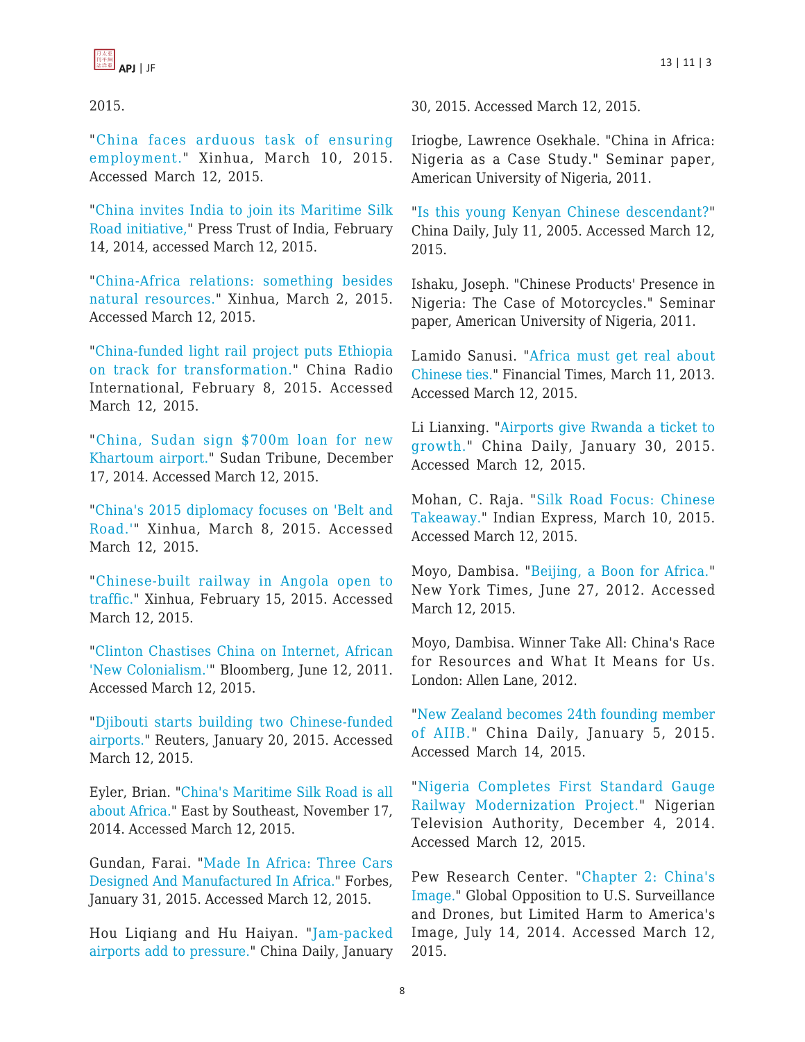2015.

"China faces arduous task of ensuring employment." Xinhua, March 10, 2015. Accessed March 12, 2015.

"China invites India to join its Maritime Silk Road initiative," Press Trust of India, February 14, 2014, accessed March 12, 2015.

"China-Africa relations: something besides natural resources." Xinhua, March 2, 2015. Accessed March 12, 2015.

"China-funded light rail project puts Ethiopia on track for transformation." China Radio International, February 8, 2015. Accessed March 12, 2015.

"China, Sudan sign $700m loan for new Khartoum airport." Sudan Tribune, December 17, 2014. Accessed March 12, 2015.

"China's 2015 diplomacy focuses on 'Belt and Road.'" Xinhua, March 8, 2015. Accessed March 12, 2015.

"Chinese-built railway in Angola open to traffic." Xinhua, February 15, 2015. Accessed March 12, 2015.

"Clinton Chastises China on Internet, African 'New Colonialism.'" Bloomberg, June 12, 2011. Accessed March 12, 2015.

"Djibouti starts building two Chinese-funded airports." Reuters, January 20, 2015. Accessed March 12, 2015.

Eyler, Brian. "China's Maritime Silk Road is all about Africa." East by Southeast, November 17, 2014. Accessed March 12, 2015.

Gundan, Farai. "Made In Africa: Three Cars Designed And Manufactured In Africa." Forbes, January 31, 2015. Accessed March 12, 2015.

Hou Liqiang and Hu Haiyan. "Jam-packed airports add to pressure." China Daily, January 30, 2015. Accessed March 12, 2015.

Iriogbe, Lawrence Osekhale. "China in Africa: Nigeria as a Case Study." Seminar paper, American University of Nigeria, 2011.

"Is this young Kenyan Chinese descendant?" China Daily, July 11, 2005. Accessed March 12, 2015.

Ishaku, Joseph. "Chinese Products' Presence in Nigeria: The Case of Motorcycles." Seminar paper, American University of Nigeria, 2011.

Lamido Sanusi. "Africa must get real about Chinese ties." Financial Times, March 11, 2013. Accessed March 12, 2015.

Li Lianxing. "Airports give Rwanda a ticket to growth." China Daily, January 30, 2015. Accessed March 12, 2015.

Mohan, C. Raja. "Silk Road Focus: Chinese Takeaway." Indian Express, March 10, 2015. Accessed March 12, 2015.

Moyo, Dambisa. "Beijing, a Boon for Africa." New York Times, June 27, 2012. Accessed March 12, 2015.

Moyo, Dambisa. Winner Take All: China's Race for Resources and What It Means for Us. London: Allen Lane, 2012.

"New Zealand becomes 24th founding member of AIIB." China Daily, January 5, 2015. Accessed March 14, 2015.

"Nigeria Completes First Standard Gauge Railway Modernization Project." Nigerian Television Authority, December 4, 2014. Accessed March 12, 2015.

Pew Research Center. "Chapter 2: China's Image." Global Opposition to U.S. Surveillance and Drones, but Limited Harm to America's Image, July 14, 2014. Accessed March 12, 2015.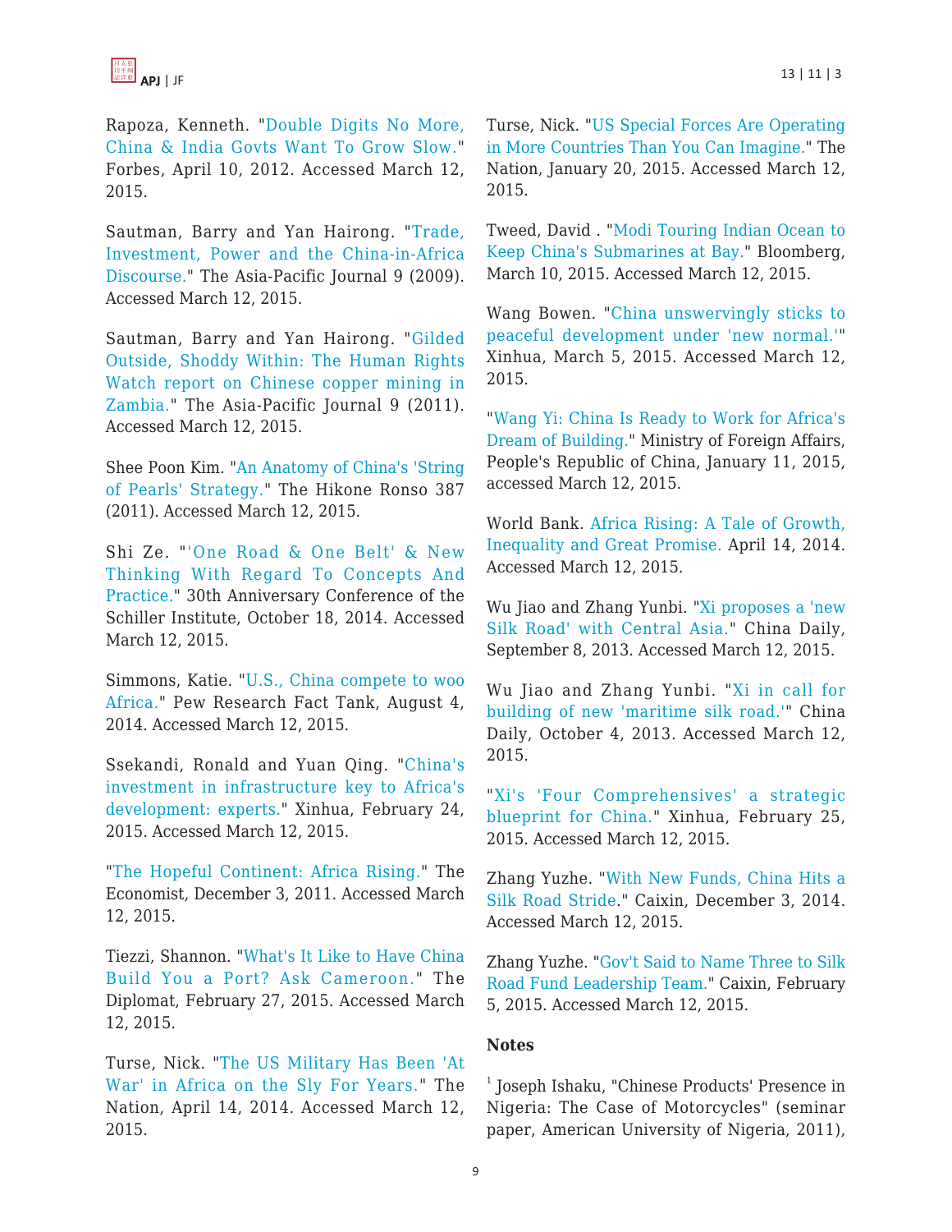Rapoza, Kenneth. "Double Digits No More, China & India Govts Want To Grow Slow." Forbes, April 10, 2012. Accessed March 12, 2015.

Sautman, Barry and Yan Hairong. "Trade, Investment, Power and the China-in-Africa Discourse." The Asia-Pacific Journal 9 (2009). Accessed March 12, 2015.

Sautman, Barry and Yan Hairong. "Gilded Outside, Shoddy Within: The Human Rights Watch report on Chinese copper mining in Zambia." The Asia-Pacific Journal 9 (2011). Accessed March 12, 2015.

Shee Poon Kim. "An Anatomy of China's 'String of Pearls' Strategy." The Hikone Ronso 387 (2011). Accessed March 12, 2015.

Shi Ze. "'One Road & One Belt' & New Thinking With Regard To Concepts And Practice." 30th Anniversary Conference of the Schiller Institute, October 18, 2014. Accessed March 12, 2015.

Simmons, Katie. "U.S., China compete to woo Africa." Pew Research Fact Tank, August 4, 2014. Accessed March 12, 2015.

Ssekandi, Ronald and Yuan Qing. "China's investment in infrastructure key to Africa's development: experts." Xinhua, February 24, 2015. Accessed March 12, 2015.

"The Hopeful Continent: Africa Rising." The Economist, December 3, 2011. Accessed March 12, 2015.

Tiezzi, Shannon. "What's It Like to Have China Build You a Port? Ask Cameroon." The Diplomat, February 27, 2015. Accessed March 12, 2015.

Turse, Nick. "The US Military Has Been 'At War' in Africa on the Sly For Years." The Nation, April 14, 2014. Accessed March 12, 2015.

Turse, Nick. "US Special Forces Are Operating in More Countries Than You Can Imagine." The Nation, January 20, 2015. Accessed March 12, 2015.

Tweed, David . "Modi Touring Indian Ocean to Keep China's Submarines at Bay." Bloomberg, March 10, 2015. Accessed March 12, 2015.

Wang Bowen. "China unswervingly sticks to peaceful development under 'new normal.'" Xinhua, March 5, 2015. Accessed March 12, 2015.

"Wang Yi: China Is Ready to Work for Africa's Dream of Building." Ministry of Foreign Affairs, People's Republic of China, January 11, 2015, accessed March 12, 2015.

World Bank. Africa Rising: A Tale of Growth, Inequality and Great Promise. April 14, 2014. Accessed March 12, 2015.

Wu Jiao and Zhang Yunbi. "Xi proposes a 'new Silk Road' with Central Asia." China Daily, September 8, 2013. Accessed March 12, 2015.

Wu Jiao and Zhang Yunbi. "Xi in call for building of new 'maritime silk road.'" China Daily, October 4, 2013. Accessed March 12, 2015.

"Xi's 'Four Comprehensives' a strategic blueprint for China." Xinhua, February 25, 2015. Accessed March 12, 2015.

Zhang Yuzhe. "With New Funds, China Hits a Silk Road Stride." Caixin, December 3, 2014. Accessed March 12, 2015.

Zhang Yuzhe. "Gov't Said to Name Three to Silk Road Fund Leadership Team." Caixin, February 5, 2015. Accessed March 12, 2015.

**Notes**

[1] Joseph Ishaku, "Chinese Products' Presence in Nigeria: The Case of Motorcycles" (seminar paper, American University of Nigeria, 2011),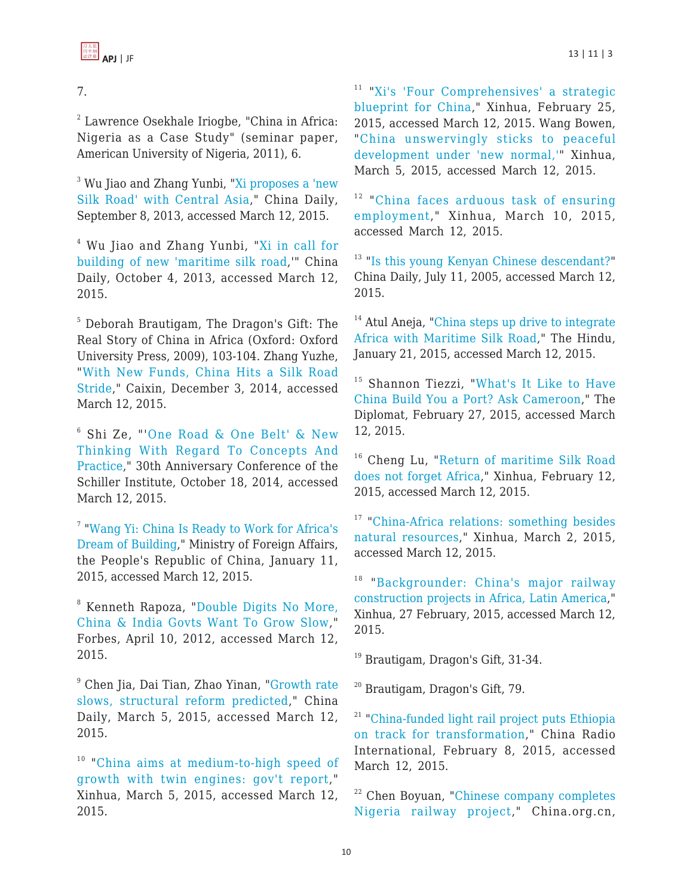7.

[2] Lawrence Osekhale Iriogbe, "China in Africa: Nigeria as a Case Study" (seminar paper, American University of Nigeria, 2011), 6.

[3] Wu Jiao and Zhang Yunbi, "Xi proposes a 'new Silk Road' with Central Asia," China Daily, September 8, 2013, accessed March 12, 2015.

[4] Wu Jiao and Zhang Yunbi, "Xi in call for building of new 'maritime silk road,'" China Daily, October 4, 2013, accessed March 12, 2015.

[5] Deborah Brautigam, The Dragon's Gift: The Real Story of China in Africa (Oxford: Oxford University Press, 2009), 103-104. Zhang Yuzhe, "With New Funds, China Hits a Silk Road Stride," Caixin, December 3, 2014, accessed March 12, 2015.

[6] Shi Ze, "'One Road & One Belt' & New Thinking With Regard To Concepts And Practice," 30th Anniversary Conference of the Schiller Institute, October 18, 2014, accessed March 12, 2015.

[7] "Wang Yi: China Is Ready to Work for Africa's Dream of Building," Ministry of Foreign Affairs, the People's Republic of China, January 11, 2015, accessed March 12, 2015.

[8] Kenneth Rapoza, "Double Digits No More, China & India Govts Want To Grow Slow," Forbes, April 10, 2012, accessed March 12, 2015.

[9] Chen Jia, Dai Tian, Zhao Yinan, "Growth rate slows, structural reform predicted," China Daily, March 5, 2015, accessed March 12, 2015.

[10] "China aims at medium-to-high speed of growth with twin engines: gov't report," Xinhua, March 5, 2015, accessed March 12, 2015.

[11] "Xi's 'Four Comprehensives' a strategic blueprint for China," Xinhua, February 25, 2015, accessed March 12, 2015. Wang Bowen, "China unswervingly sticks to peaceful development under 'new normal,'" Xinhua, March 5, 2015, accessed March 12, 2015.

[12] "China faces arduous task of ensuring employment," Xinhua, March 10, 2015, accessed March 12, 2015.

[13] "Is this young Kenyan Chinese descendant?" China Daily, July 11, 2005, accessed March 12, 2015.

[14] Atul Aneja, "China steps up drive to integrate Africa with Maritime Silk Road," The Hindu, January 21, 2015, accessed March 12, 2015.

[15] Shannon Tiezzi, "What's It Like to Have China Build You a Port? Ask Cameroon," The Diplomat, February 27, 2015, accessed March 12, 2015.

[16] Cheng Lu, "Return of maritime Silk Road does not forget Africa," Xinhua, February 12, 2015, accessed March 12, 2015.

[17] "China-Africa relations: something besides natural resources," Xinhua, March 2, 2015, accessed March 12, 2015.

[18] "Backgrounder: China's major railway construction projects in Africa, Latin America," Xinhua, 27 February, 2015, accessed March 12, 2015.

[19] Brautigam, Dragon's Gift, 31-34.

[20] Brautigam, Dragon's Gift, 79.

[21] "China-funded light rail project puts Ethiopia on track for transformation," China Radio International, February 8, 2015, accessed March 12, 2015.

[22] Chen Boyuan, "Chinese company completes Nigeria railway project," China.org.cn,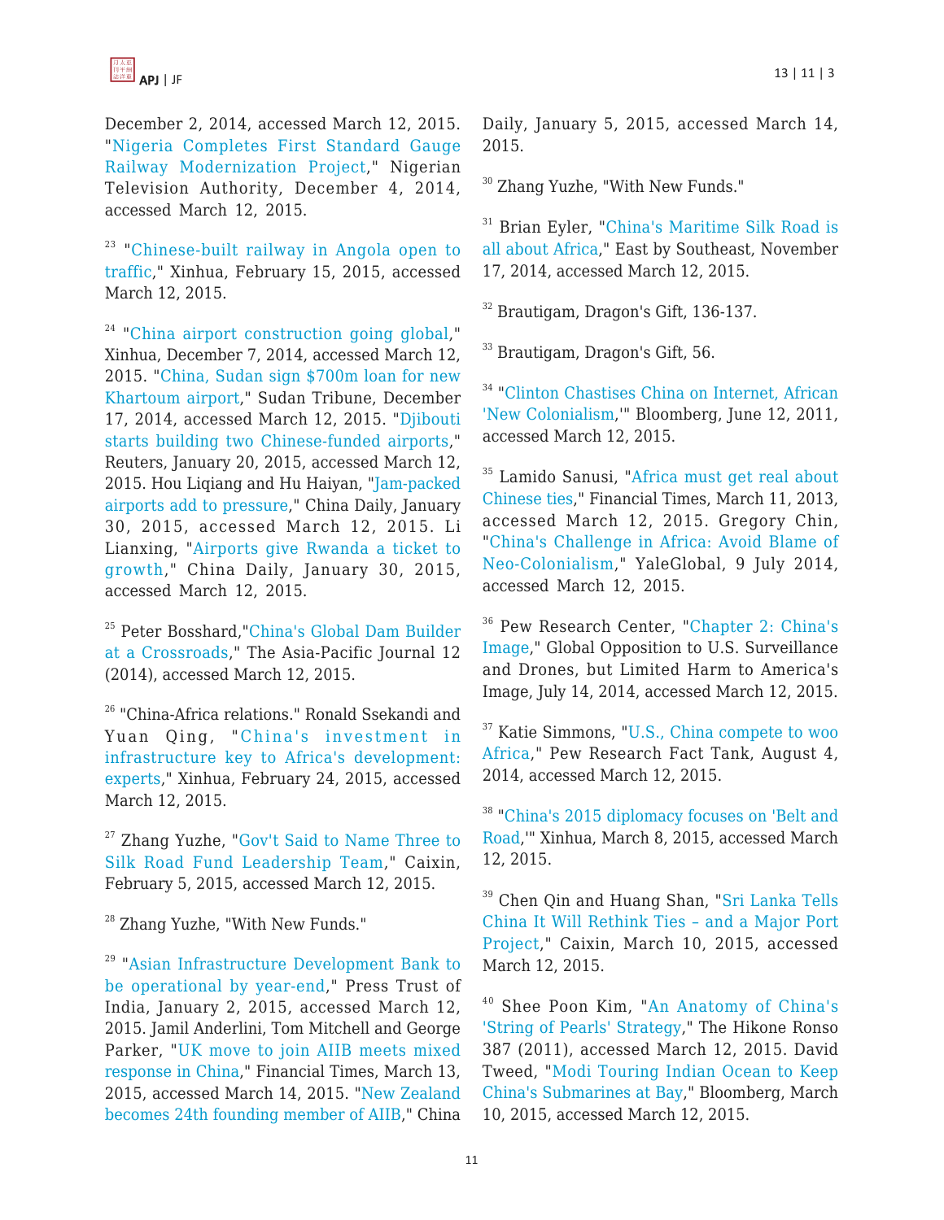December 2, 2014, accessed March 12, 2015. "Nigeria Completes First Standard Gauge Railway Modernization Project," Nigerian Television Authority, December 4, 2014, accessed March 12, 2015.

[23] "Chinese-built railway in Angola open to traffic," Xinhua, February 15, 2015, accessed March 12, 2015.

[24] "China airport construction going global," Xinhua, December 7, 2014, accessed March 12, 2015. "China, Sudan sign $700m loan for new Khartoum airport," Sudan Tribune, December 17, 2014, accessed March 12, 2015. "Djibouti starts building two Chinese-funded airports," Reuters, January 20, 2015, accessed March 12, 2015. Hou Liqiang and Hu Haiyan, "Jam-packed airports add to pressure," China Daily, January 30, 2015, accessed March 12, 2015. Li Lianxing, "Airports give Rwanda a ticket to growth," China Daily, January 30, 2015, accessed March 12, 2015.

[25] Peter Bosshard,"China's Global Dam Builder at a Crossroads," The Asia-Pacific Journal 12 (2014), accessed March 12, 2015.

[26] "China-Africa relations." Ronald Ssekandi and Yuan Qing, "China's investment in infrastructure key to Africa's development: experts," Xinhua, February 24, 2015, accessed March 12, 2015.

[27] Zhang Yuzhe, "Gov't Said to Name Three to Silk Road Fund Leadership Team," Caixin, February 5, 2015, accessed March 12, 2015.

[28] Zhang Yuzhe, "With New Funds."

[29] "Asian Infrastructure Development Bank to be operational by year-end," Press Trust of India, January 2, 2015, accessed March 12, 2015. Jamil Anderlini, Tom Mitchell and George Parker, "UK move to join AIIB meets mixed response in China," Financial Times, March 13, 2015, accessed March 14, 2015. "New Zealand becomes 24th founding member of AIIB," China Daily, January 5, 2015, accessed March 14, 2015.

[30] Zhang Yuzhe, "With New Funds."

[31] Brian Eyler, "China's Maritime Silk Road is all about Africa," East by Southeast, November 17, 2014, accessed March 12, 2015.

[32] Brautigam, Dragon's Gift, 136-137.

[33] Brautigam, Dragon's Gift, 56.

[34] "Clinton Chastises China on Internet, African 'New Colonialism,'" Bloomberg, June 12, 2011, accessed March 12, 2015.

[35] Lamido Sanusi, "Africa must get real about Chinese ties," Financial Times, March 11, 2013, accessed March 12, 2015. Gregory Chin, "China's Challenge in Africa: Avoid Blame of Neo-Colonialism," YaleGlobal, 9 July 2014, accessed March 12, 2015.

[36] Pew Research Center, "Chapter 2: China's Image," Global Opposition to U.S. Surveillance and Drones, but Limited Harm to America's Image, July 14, 2014, accessed March 12, 2015.

[37] Katie Simmons, "U.S., China compete to woo Africa," Pew Research Fact Tank, August 4, 2014, accessed March 12, 2015.

[38] "China's 2015 diplomacy focuses on 'Belt and Road,'" Xinhua, March 8, 2015, accessed March 12, 2015.

[39] Chen Qin and Huang Shan, "Sri Lanka Tells China It Will Rethink Ties – and a Major Port Project," Caixin, March 10, 2015, accessed March 12, 2015.

[40] Shee Poon Kim, "An Anatomy of China's 'String of Pearls' Strategy," The Hikone Ronso 387 (2011), accessed March 12, 2015. David Tweed, "Modi Touring Indian Ocean to Keep China's Submarines at Bay," Bloomberg, March 10, 2015, accessed March 12, 2015.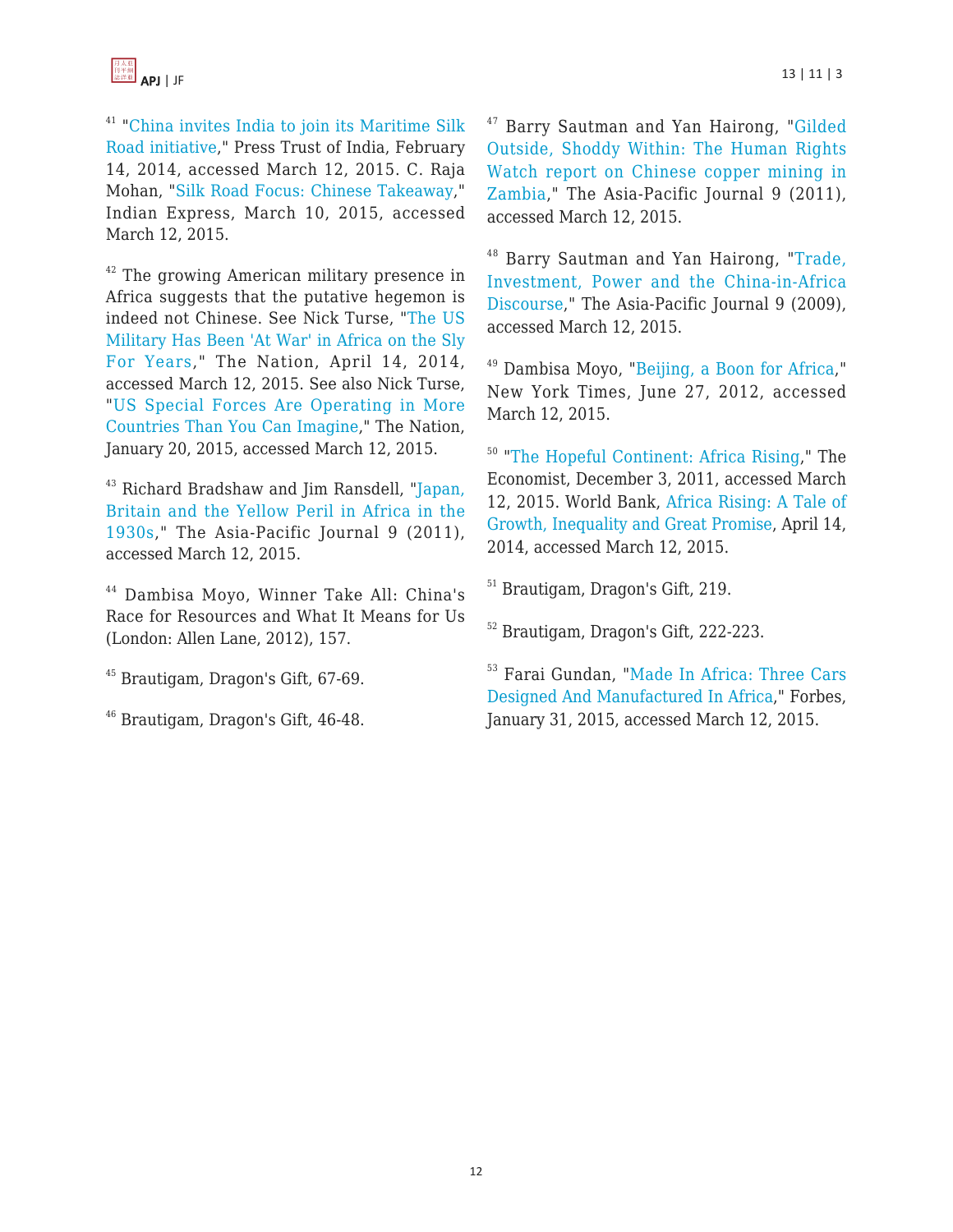[41] "China invites India to join its Maritime Silk Road initiative," Press Trust of India, February 14, 2014, accessed March 12, 2015. C. Raja Mohan, "Silk Road Focus: Chinese Takeaway," Indian Express, March 10, 2015, accessed March 12, 2015.

[42] The growing American military presence in Africa suggests that the putative hegemon is indeed not Chinese. See Nick Turse, "The US Military Has Been 'At War' in Africa on the Sly For Years," The Nation, April 14, 2014, accessed March 12, 2015. See also Nick Turse, "US Special Forces Are Operating in More Countries Than You Can Imagine," The Nation, January 20, 2015, accessed March 12, 2015.

[43] Richard Bradshaw and Jim Ransdell, "Japan, Britain and the Yellow Peril in Africa in the 1930s," The Asia-Pacific Journal 9 (2011), accessed March 12, 2015.

[44] Dambisa Moyo, Winner Take All: China's Race for Resources and What It Means for Us (London: Allen Lane, 2012), 157.

[45] Brautigam, Dragon's Gift, 67-69.

[46] Brautigam, Dragon's Gift, 46-48.

[47] Barry Sautman and Yan Hairong, "Gilded Outside, Shoddy Within: The Human Rights Watch report on Chinese copper mining in Zambia," The Asia-Pacific Journal 9 (2011), accessed March 12, 2015.

[48] Barry Sautman and Yan Hairong, "Trade, Investment, Power and the China-in-Africa Discourse," The Asia-Pacific Journal 9 (2009), accessed March 12, 2015.

[49] Dambisa Moyo, "Beijing, a Boon for Africa," New York Times, June 27, 2012, accessed March 12, 2015.

[50] "The Hopeful Continent: Africa Rising," The Economist, December 3, 2011, accessed March 12, 2015. World Bank, Africa Rising: A Tale of Growth, Inequality and Great Promise, April 14, 2014, accessed March 12, 2015.

[51] Brautigam, Dragon's Gift, 219.

[52] Brautigam, Dragon's Gift, 222-223.

[53] Farai Gundan, "Made In Africa: Three Cars Designed And Manufactured In Africa," Forbes, January 31, 2015, accessed March 12, 2015.